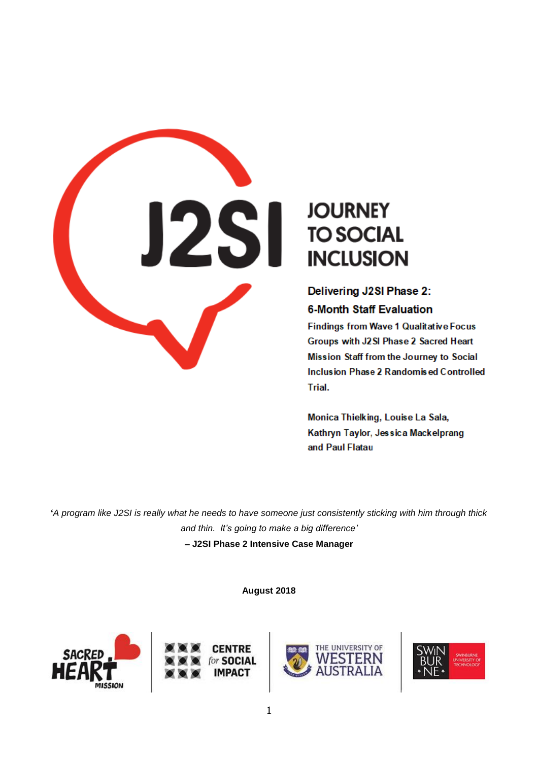# J2SI JOURNEY TO SOCIAL INCLUSION

## Delivering J2SI Phase 2: 6-Month Staff Evaluation

**Findings from Wave 1 Qualitative Focus Groups with J2SI Phase 2 Sacred Heart Mission Staff from the Journey to Social Inclusion Phase 2 Randomised Controlled Trial.**

**Monica Thielking, Louise La Sala, Kathryn Taylor, Jessica Mackelprang and Paul Flatau**

'*A program like J2SI is really what he needs to have someone just consistently sticking with him through thick and thin. It's going to make a big difference'*

**– J2SI Phase 2 Intensive Case Manager**

**August 2018**

Sacred Heart Mission | Centre for Social Impact | The University of Western Australia | Swinburne University of Technology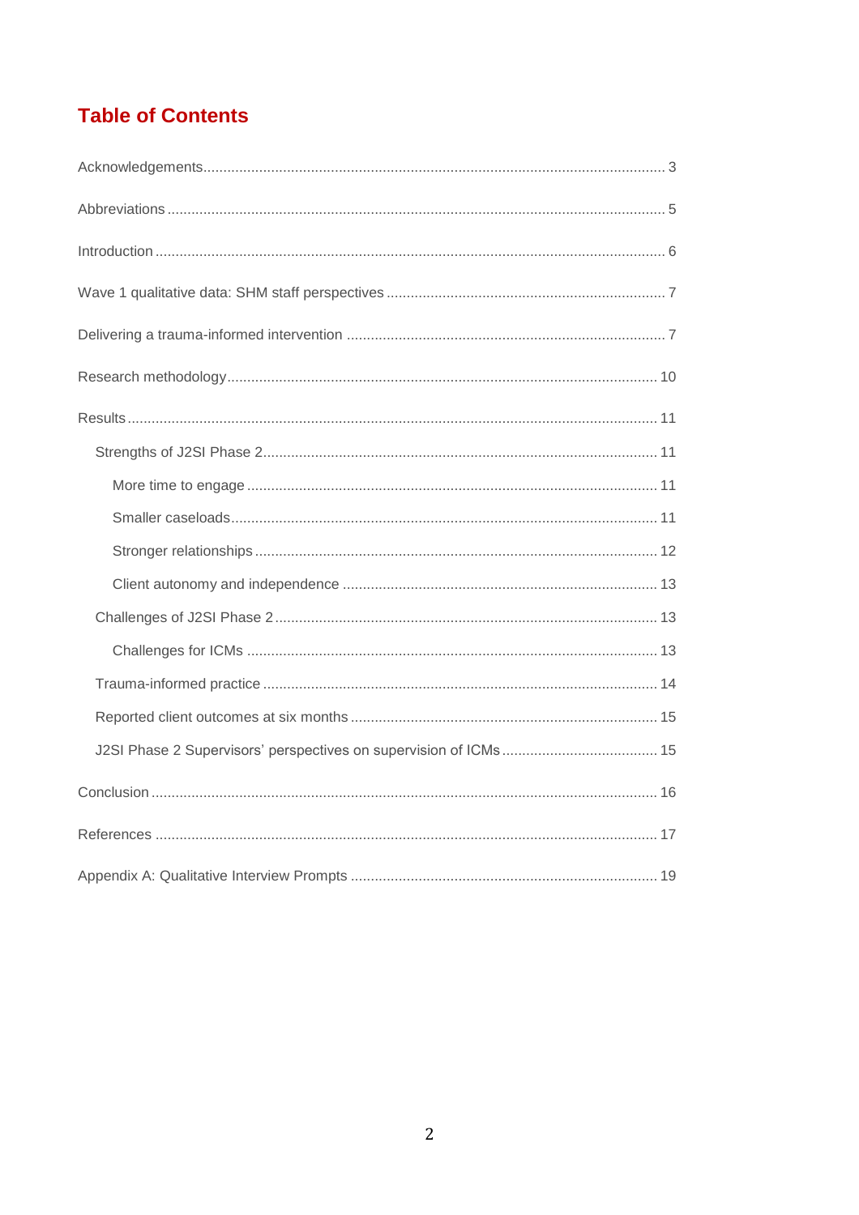# Table of Contents

- Acknowledgements ... 3
- Abbreviations ... 5
- Introduction ... 6
- Wave 1 qualitative data: SHM staff perspectives ... 7
- Delivering a trauma-informed intervention ... 7
- Research methodology ... 10
- Results ... 11
  - Strengths of J2SI Phase 2 ... 11
    - More time to engage ... 11
    - Smaller caseloads ... 11
    - Stronger relationships ... 12
    - Client autonomy and independence ... 13
  - Challenges of J2SI Phase 2 ... 13
    - Challenges for ICMs ... 13
  - Trauma-informed practice ... 14
  - Reported client outcomes at six months ... 15
  - J2SI Phase 2 Supervisors' perspectives on supervision of ICMs ... 15
- Conclusion ... 16
- References ... 17
- Appendix A: Qualitative Interview Prompts ... 19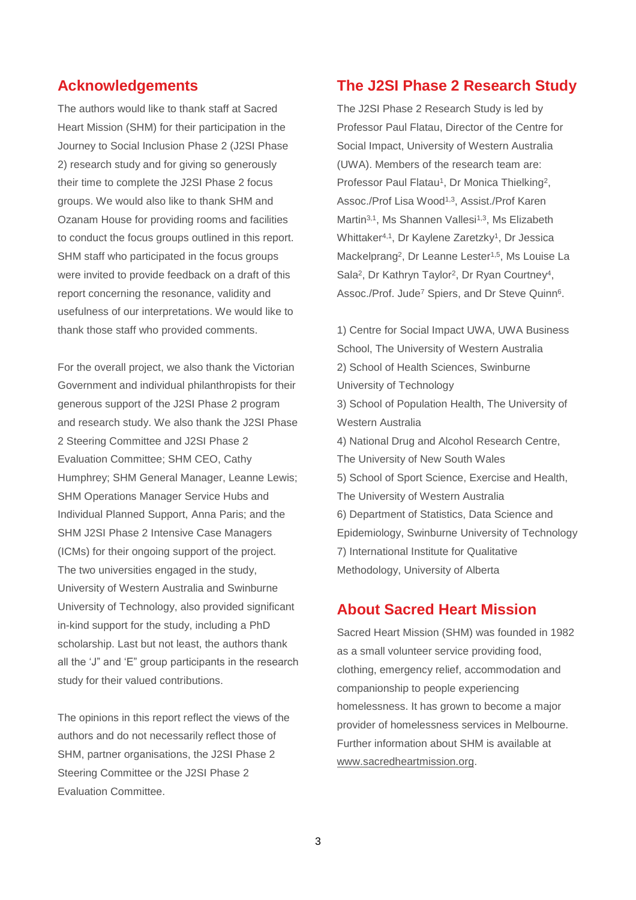## Acknowledgements

The authors would like to thank staff at Sacred Heart Mission (SHM) for their participation in the Journey to Social Inclusion Phase 2 (J2SI Phase 2) research study and for giving so generously their time to complete the J2SI Phase 2 focus groups. We would also like to thank SHM and Ozanam House for providing rooms and facilities to conduct the focus groups outlined in this report. SHM staff who participated in the focus groups were invited to provide feedback on a draft of this report concerning the resonance, validity and usefulness of our interpretations. We would like to thank those staff who provided comments.

For the overall project, we also thank the Victorian Government and individual philanthropists for their generous support of the J2SI Phase 2 program and research study. We also thank the J2SI Phase 2 Steering Committee and J2SI Phase 2 Evaluation Committee; SHM CEO, Cathy Humphrey; SHM General Manager, Leanne Lewis; SHM Operations Manager Service Hubs and Individual Planned Support, Anna Paris; and the SHM J2SI Phase 2 Intensive Case Managers (ICMs) for their ongoing support of the project. The two universities engaged in the study, University of Western Australia and Swinburne University of Technology, also provided significant in-kind support for the study, including a PhD scholarship. Last but not least, the authors thank all the 'J" and 'E" group participants in the research study for their valued contributions.

The opinions in this report reflect the views of the authors and do not necessarily reflect those of SHM, partner organisations, the J2SI Phase 2 Steering Committee or the J2SI Phase 2 Evaluation Committee.

## The J2SI Phase 2 Research Study

The J2SI Phase 2 Research Study is led by Professor Paul Flatau, Director of the Centre for Social Impact, University of Western Australia (UWA). Members of the research team are: Professor Paul Flatau[1], Dr Monica Thielking[2], Assoc./Prof Lisa Wood[1,3], Assist./Prof Karen Martin[3,1], Ms Shannen Vallesi[1,3], Ms Elizabeth Whittaker[4,1], Dr Kaylene Zaretzky[1], Dr Jessica Mackelprang[2], Dr Leanne Lester[1,5], Ms Louise La Sala[2], Dr Kathryn Taylor[2], Dr Ryan Courtney[4], Assoc./Prof. Jude[7] Spiers, and Dr Steve Quinn[6].

1) Centre for Social Impact UWA, UWA Business School, The University of Western Australia
2) School of Health Sciences, Swinburne University of Technology
3) School of Population Health, The University of Western Australia
4) National Drug and Alcohol Research Centre, The University of New South Wales
5) School of Sport Science, Exercise and Health, The University of Western Australia
6) Department of Statistics, Data Science and Epidemiology, Swinburne University of Technology
7) International Institute for Qualitative Methodology, University of Alberta

## About Sacred Heart Mission

Sacred Heart Mission (SHM) was founded in 1982 as a small volunteer service providing food, clothing, emergency relief, accommodation and companionship to people experiencing homelessness. It has grown to become a major provider of homelessness services in Melbourne. Further information about SHM is available at www.sacredheartmission.org.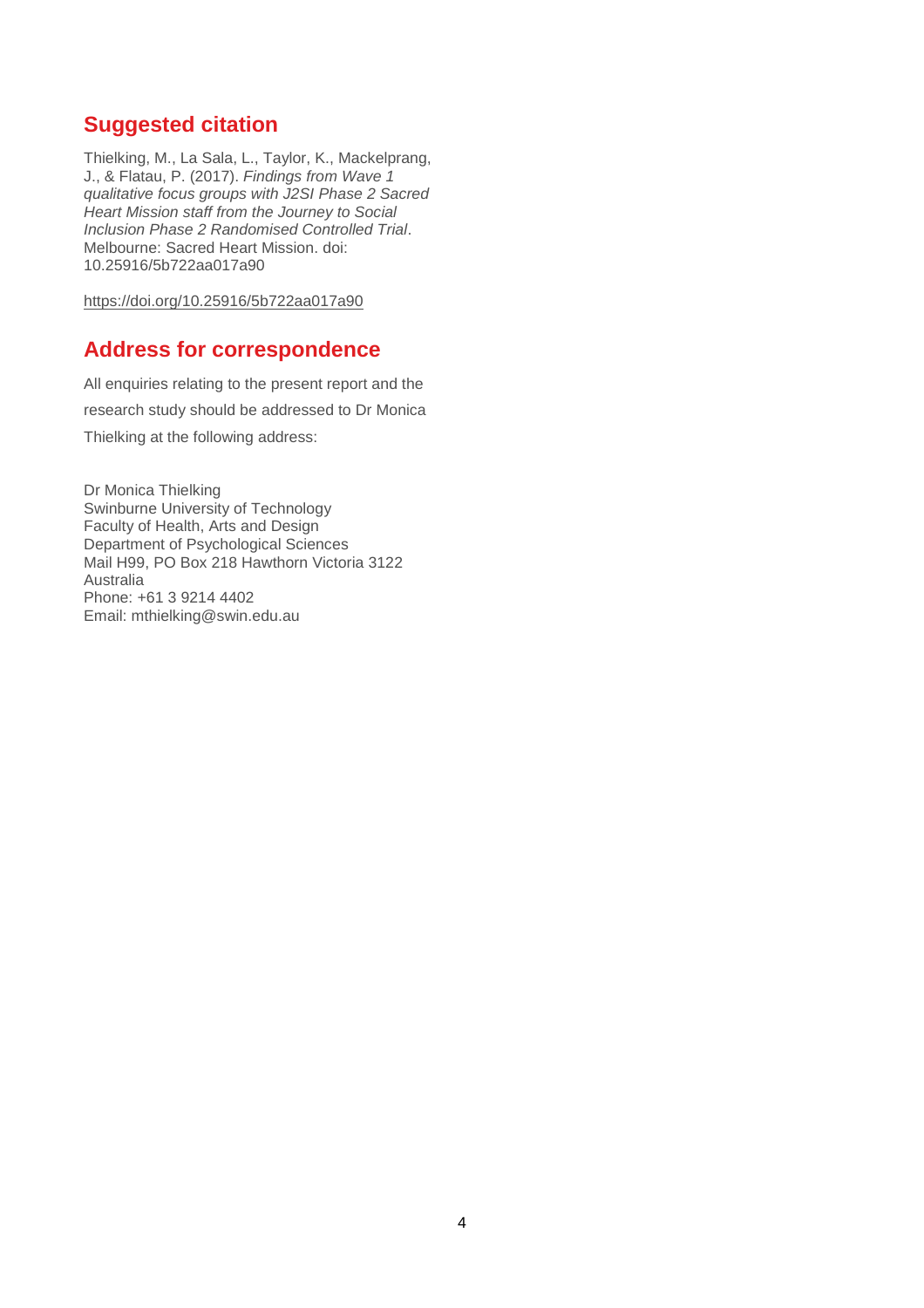## Suggested citation

Thielking, M., La Sala, L., Taylor, K., Mackelprang, J., & Flatau, P. (2017). *Findings from Wave 1 qualitative focus groups with J2SI Phase 2 Sacred Heart Mission staff from the Journey to Social Inclusion Phase 2 Randomised Controlled Trial*. Melbourne: Sacred Heart Mission. doi: 10.25916/5b722aa017a90

https://doi.org/10.25916/5b722aa017a90

## Address for correspondence

All enquiries relating to the present report and the research study should be addressed to Dr Monica Thielking at the following address:

Dr Monica Thielking
Swinburne University of Technology
Faculty of Health, Arts and Design
Department of Psychological Sciences
Mail H99, PO Box 218 Hawthorn Victoria 3122
Australia
Phone: +61 3 9214 4402
Email: mthielking@swin.edu.au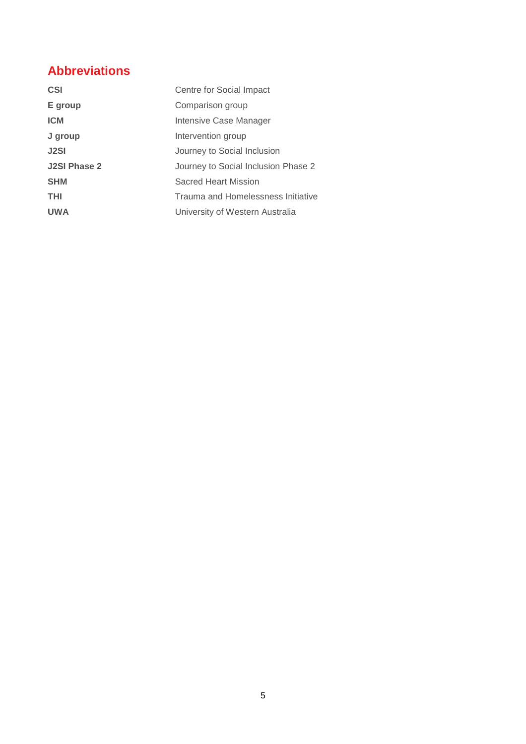## Abbreviations

| | |
|---|---|
| **CSI** | Centre for Social Impact |
| **E group** | Comparison group |
| **ICM** | Intensive Case Manager |
| **J group** | Intervention group |
| **J2SI** | Journey to Social Inclusion |
| **J2SI Phase 2** | Journey to Social Inclusion Phase 2 |
| **SHM** | Sacred Heart Mission |
| **THI** | Trauma and Homelessness Initiative |
| **UWA** | University of Western Australia |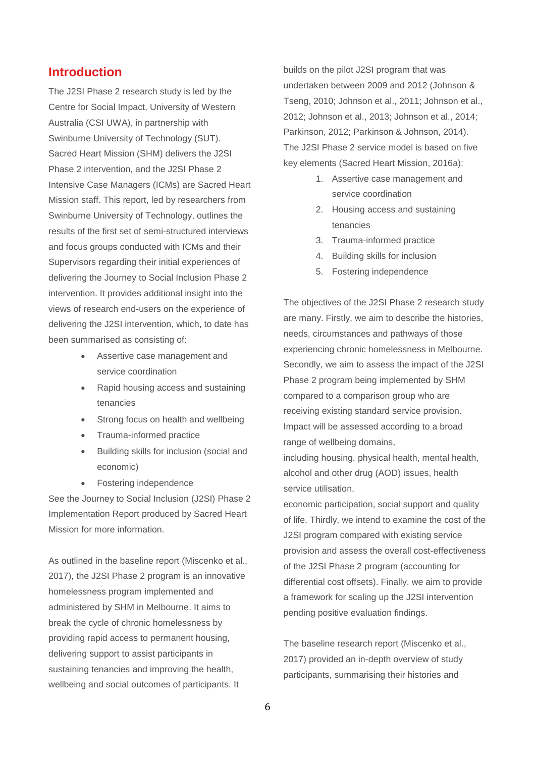## Introduction

The J2SI Phase 2 research study is led by the Centre for Social Impact, University of Western Australia (CSI UWA), in partnership with Swinburne University of Technology (SUT). Sacred Heart Mission (SHM) delivers the J2SI Phase 2 intervention, and the J2SI Phase 2 Intensive Case Managers (ICMs) are Sacred Heart Mission staff. This report, led by researchers from Swinburne University of Technology, outlines the results of the first set of semi-structured interviews and focus groups conducted with ICMs and their Supervisors regarding their initial experiences of delivering the Journey to Social Inclusion Phase 2 intervention. It provides additional insight into the views of research end-users on the experience of delivering the J2SI intervention, which, to date has been summarised as consisting of:

- Assertive case management and service coordination
- Rapid housing access and sustaining tenancies
- Strong focus on health and wellbeing
- Trauma-informed practice
- Building skills for inclusion (social and economic)
- Fostering independence

See the Journey to Social Inclusion (J2SI) Phase 2 Implementation Report produced by Sacred Heart Mission for more information.

As outlined in the baseline report (Miscenko et al., 2017), the J2SI Phase 2 program is an innovative homelessness program implemented and administered by SHM in Melbourne. It aims to break the cycle of chronic homelessness by providing rapid access to permanent housing, delivering support to assist participants in sustaining tenancies and improving the health, wellbeing and social outcomes of participants. It builds on the pilot J2SI program that was undertaken between 2009 and 2012 (Johnson & Tseng, 2010; Johnson et al., 2011; Johnson et al., 2012; Johnson et al., 2013; Johnson et al., 2014; Parkinson, 2012; Parkinson & Johnson, 2014). The J2SI Phase 2 service model is based on five key elements (Sacred Heart Mission, 2016a):

1. Assertive case management and service coordination
2. Housing access and sustaining tenancies
3. Trauma-informed practice
4. Building skills for inclusion
5. Fostering independence

The objectives of the J2SI Phase 2 research study are many. Firstly, we aim to describe the histories, needs, circumstances and pathways of those experiencing chronic homelessness in Melbourne. Secondly, we aim to assess the impact of the J2SI Phase 2 program being implemented by SHM compared to a comparison group who are receiving existing standard service provision. Impact will be assessed according to a broad range of wellbeing domains, including housing, physical health, mental health, alcohol and other drug (AOD) issues, health service utilisation, economic participation, social support and quality of life. Thirdly, we intend to examine the cost of the J2SI program compared with existing service provision and assess the overall cost-effectiveness of the J2SI Phase 2 program (accounting for differential cost offsets). Finally, we aim to provide a framework for scaling up the J2SI intervention pending positive evaluation findings.

The baseline research report (Miscenko et al., 2017) provided an in-depth overview of study participants, summarising their histories and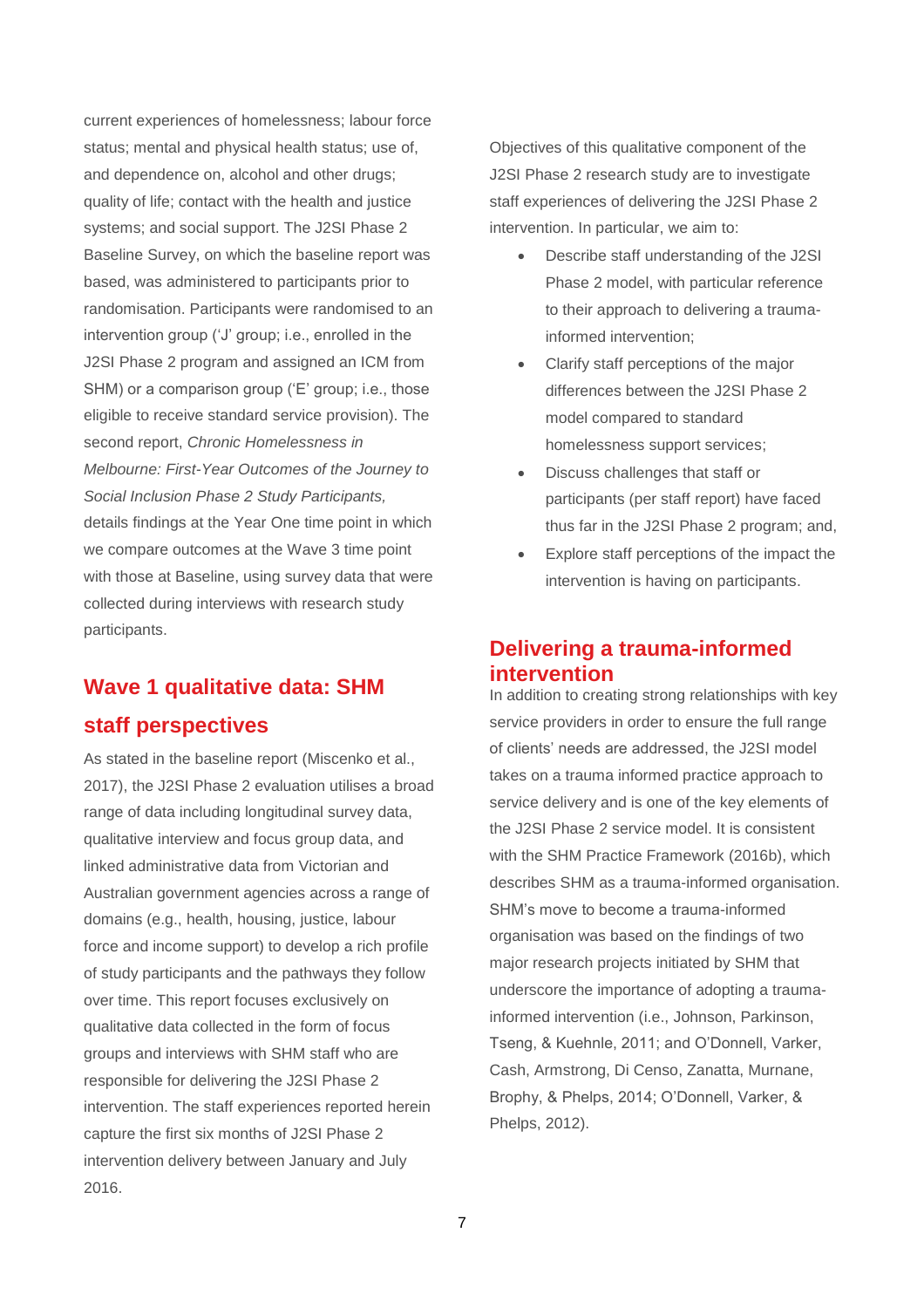current experiences of homelessness; labour force status; mental and physical health status; use of, and dependence on, alcohol and other drugs; quality of life; contact with the health and justice systems; and social support. The J2SI Phase 2 Baseline Survey, on which the baseline report was based, was administered to participants prior to randomisation. Participants were randomised to an intervention group ('J' group; i.e., enrolled in the J2SI Phase 2 program and assigned an ICM from SHM) or a comparison group ('E' group; i.e., those eligible to receive standard service provision). The second report, *Chronic Homelessness in Melbourne: First-Year Outcomes of the Journey to Social Inclusion Phase 2 Study Participants,* details findings at the Year One time point in which we compare outcomes at the Wave 3 time point with those at Baseline, using survey data that were collected during interviews with research study participants.

## Wave 1 qualitative data: SHM staff perspectives

As stated in the baseline report (Miscenko et al., 2017), the J2SI Phase 2 evaluation utilises a broad range of data including longitudinal survey data, qualitative interview and focus group data, and linked administrative data from Victorian and Australian government agencies across a range of domains (e.g., health, housing, justice, labour force and income support) to develop a rich profile of study participants and the pathways they follow over time. This report focuses exclusively on qualitative data collected in the form of focus groups and interviews with SHM staff who are responsible for delivering the J2SI Phase 2 intervention. The staff experiences reported herein capture the first six months of J2SI Phase 2 intervention delivery between January and July 2016.

Objectives of this qualitative component of the J2SI Phase 2 research study are to investigate staff experiences of delivering the J2SI Phase 2 intervention. In particular, we aim to:

- Describe staff understanding of the J2SI Phase 2 model, with particular reference to their approach to delivering a trauma-informed intervention;
- Clarify staff perceptions of the major differences between the J2SI Phase 2 model compared to standard homelessness support services;
- Discuss challenges that staff or participants (per staff report) have faced thus far in the J2SI Phase 2 program; and,
- Explore staff perceptions of the impact the intervention is having on participants.

## Delivering a trauma-informed intervention

In addition to creating strong relationships with key service providers in order to ensure the full range of clients' needs are addressed, the J2SI model takes on a trauma informed practice approach to service delivery and is one of the key elements of the J2SI Phase 2 service model. It is consistent with the SHM Practice Framework (2016b), which describes SHM as a trauma-informed organisation. SHM's move to become a trauma-informed organisation was based on the findings of two major research projects initiated by SHM that underscore the importance of adopting a trauma-informed intervention (i.e., Johnson, Parkinson, Tseng, & Kuehnle, 2011; and O'Donnell, Varker, Cash, Armstrong, Di Censo, Zanatta, Murnane, Brophy, & Phelps, 2014; O'Donnell, Varker, & Phelps, 2012).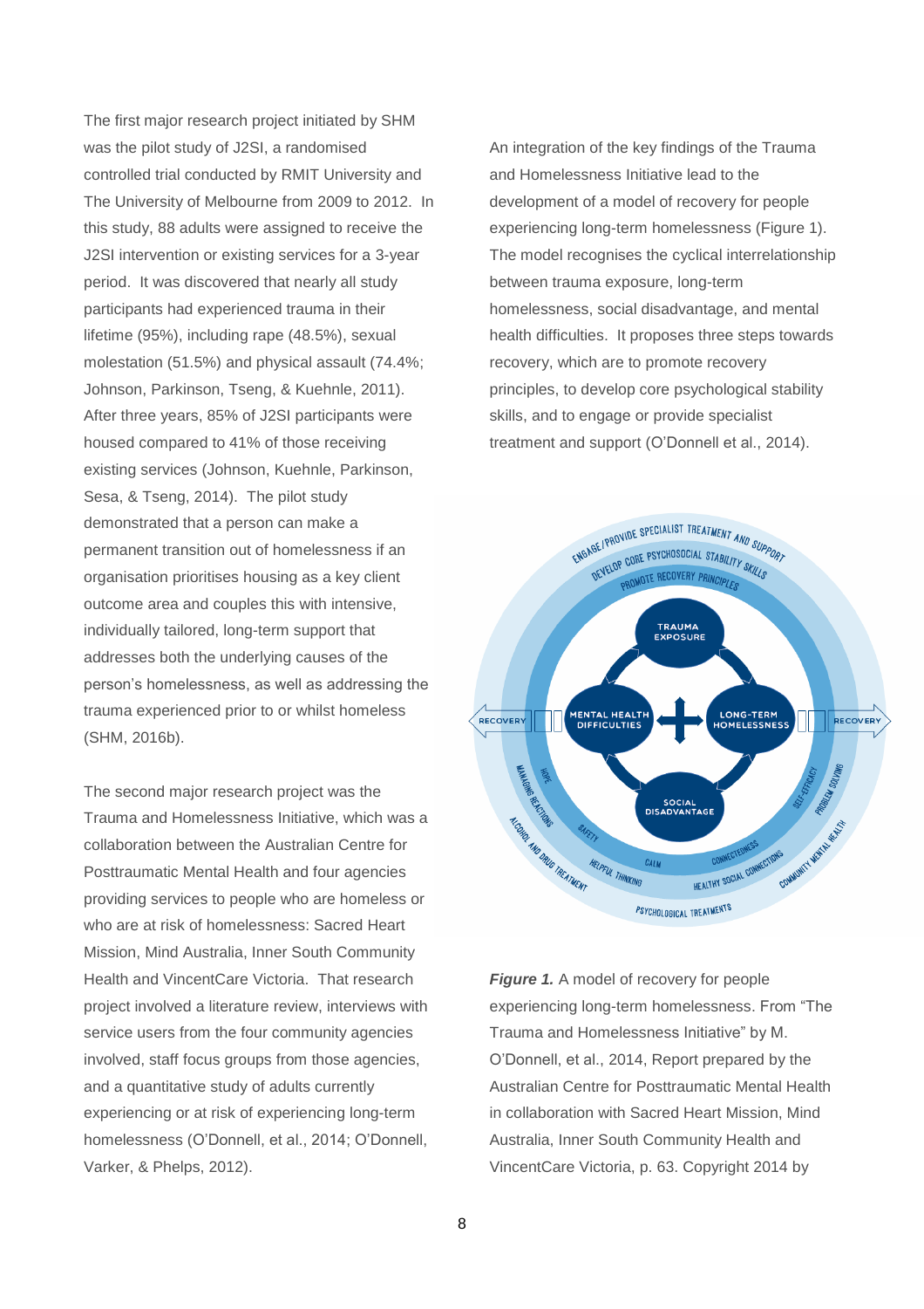The first major research project initiated by SHM was the pilot study of J2SI, a randomised controlled trial conducted by RMIT University and The University of Melbourne from 2009 to 2012. In this study, 88 adults were assigned to receive the J2SI intervention or existing services for a 3-year period. It was discovered that nearly all study participants had experienced trauma in their lifetime (95%), including rape (48.5%), sexual molestation (51.5%) and physical assault (74.4%; Johnson, Parkinson, Tseng, & Kuehnle, 2011). After three years, 85% of J2SI participants were housed compared to 41% of those receiving existing services (Johnson, Kuehnle, Parkinson, Sesa, & Tseng, 2014). The pilot study demonstrated that a person can make a permanent transition out of homelessness if an organisation prioritises housing as a key client outcome area and couples this with intensive, individually tailored, long-term support that addresses both the underlying causes of the person's homelessness, as well as addressing the trauma experienced prior to or whilst homeless (SHM, 2016b).

The second major research project was the Trauma and Homelessness Initiative, which was a collaboration between the Australian Centre for Posttraumatic Mental Health and four agencies providing services to people who are homeless or who are at risk of homelessness: Sacred Heart Mission, Mind Australia, Inner South Community Health and VincentCare Victoria. That research project involved a literature review, interviews with service users from the four community agencies involved, staff focus groups from those agencies, and a quantitative study of adults currently experiencing or at risk of experiencing long-term homelessness (O'Donnell, et al., 2014; O'Donnell, Varker, & Phelps, 2012).

An integration of the key findings of the Trauma and Homelessness Initiative lead to the development of a model of recovery for people experiencing long-term homelessness (Figure 1). The model recognises the cyclical interrelationship between trauma exposure, long-term homelessness, social disadvantage, and mental health difficulties. It proposes three steps towards recovery, which are to promote recovery principles, to develop core psychological stability skills, and to engage or provide specialist treatment and support (O'Donnell et al., 2014).

***Figure 1.*** A model of recovery for people experiencing long-term homelessness. From "The Trauma and Homelessness Initiative" by M. O'Donnell, et al., 2014, Report prepared by the Australian Centre for Posttraumatic Mental Health in collaboration with Sacred Heart Mission, Mind Australia, Inner South Community Health and VincentCare Victoria, p. 63. Copyright 2014 by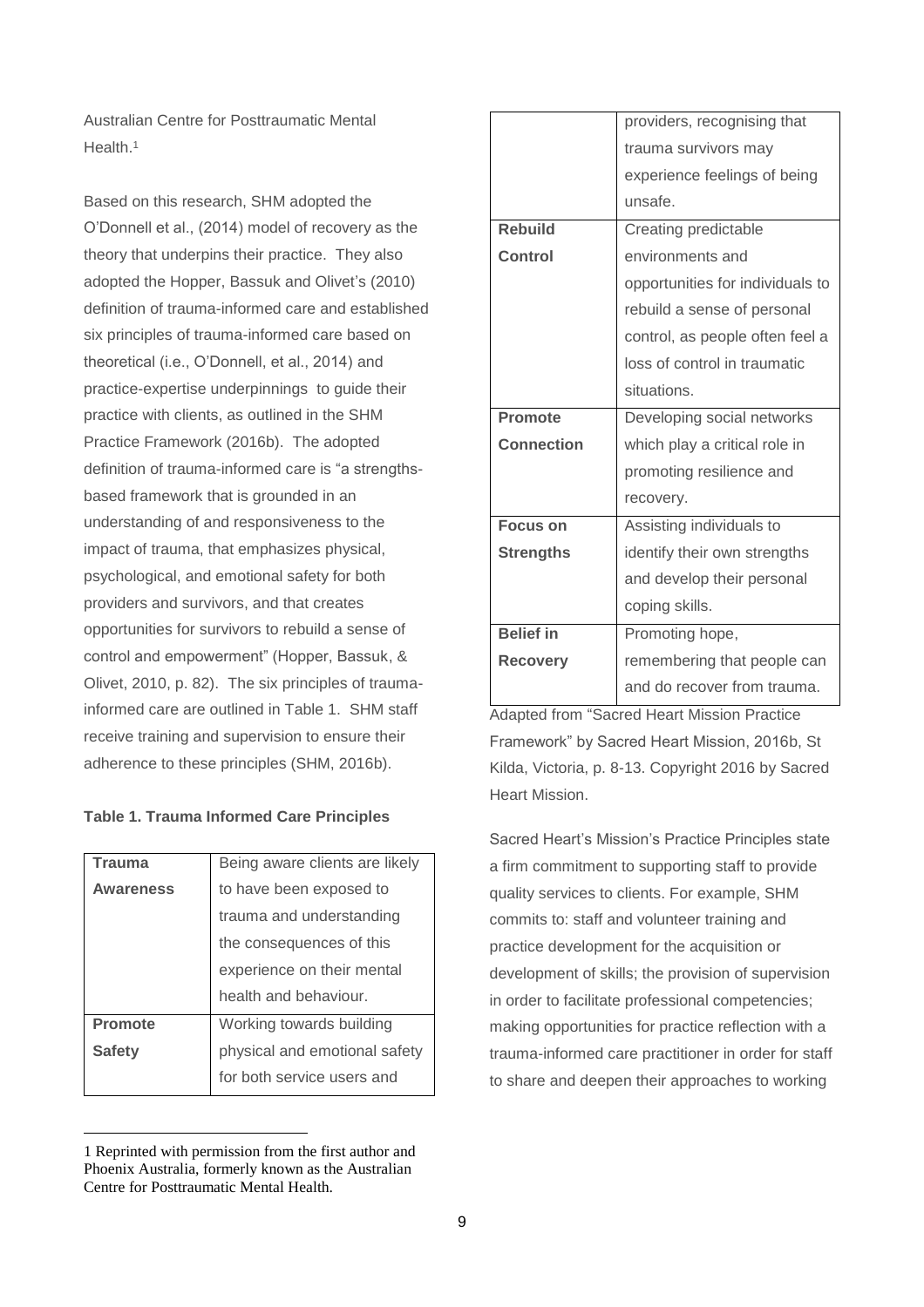Australian Centre for Posttraumatic Mental Health.[1]

Based on this research, SHM adopted the O'Donnell et al., (2014) model of recovery as the theory that underpins their practice. They also adopted the Hopper, Bassuk and Olivet's (2010) definition of trauma-informed care and established six principles of trauma-informed care based on theoretical (i.e., O'Donnell, et al., 2014) and practice-expertise underpinnings to guide their practice with clients, as outlined in the SHM Practice Framework (2016b). The adopted definition of trauma-informed care is "a strengths-based framework that is grounded in an understanding of and responsiveness to the impact of trauma, that emphasizes physical, psychological, and emotional safety for both providers and survivors, and that creates opportunities for survivors to rebuild a sense of control and empowerment" (Hopper, Bassuk, & Olivet, 2010, p. 82). The six principles of trauma-informed care are outlined in Table 1. SHM staff receive training and supervision to ensure their adherence to these principles (SHM, 2016b).

**Table 1. Trauma Informed Care Principles**

| | |
|---|---|
| **Trauma Awareness** | Being aware clients are likely to have been exposed to trauma and understanding the consequences of this experience on their mental health and behaviour. |
| **Promote Safety** | Working towards building physical and emotional safety for both service users and providers, recognising that trauma survivors may experience feelings of being unsafe. |
| **Rebuild Control** | Creating predictable environments and opportunities for individuals to rebuild a sense of personal control, as people often feel a loss of control in traumatic situations. |
| **Promote Connection** | Developing social networks which play a critical role in promoting resilience and recovery. |
| **Focus on Strengths** | Assisting individuals to identify their own strengths and develop their personal coping skills. |
| **Belief in Recovery** | Promoting hope, remembering that people can and do recover from trauma. |

Adapted from "Sacred Heart Mission Practice Framework" by Sacred Heart Mission, 2016b, St Kilda, Victoria, p. 8-13. Copyright 2016 by Sacred Heart Mission.

Sacred Heart's Mission's Practice Principles state a firm commitment to supporting staff to provide quality services to clients. For example, SHM commits to: staff and volunteer training and practice development for the acquisition or development of skills; the provision of supervision in order to facilitate professional competencies; making opportunities for practice reflection with a trauma-informed care practitioner in order for staff to share and deepen their approaches to working

[1] Reprinted with permission from the first author and Phoenix Australia, formerly known as the Australian Centre for Posttraumatic Mental Health.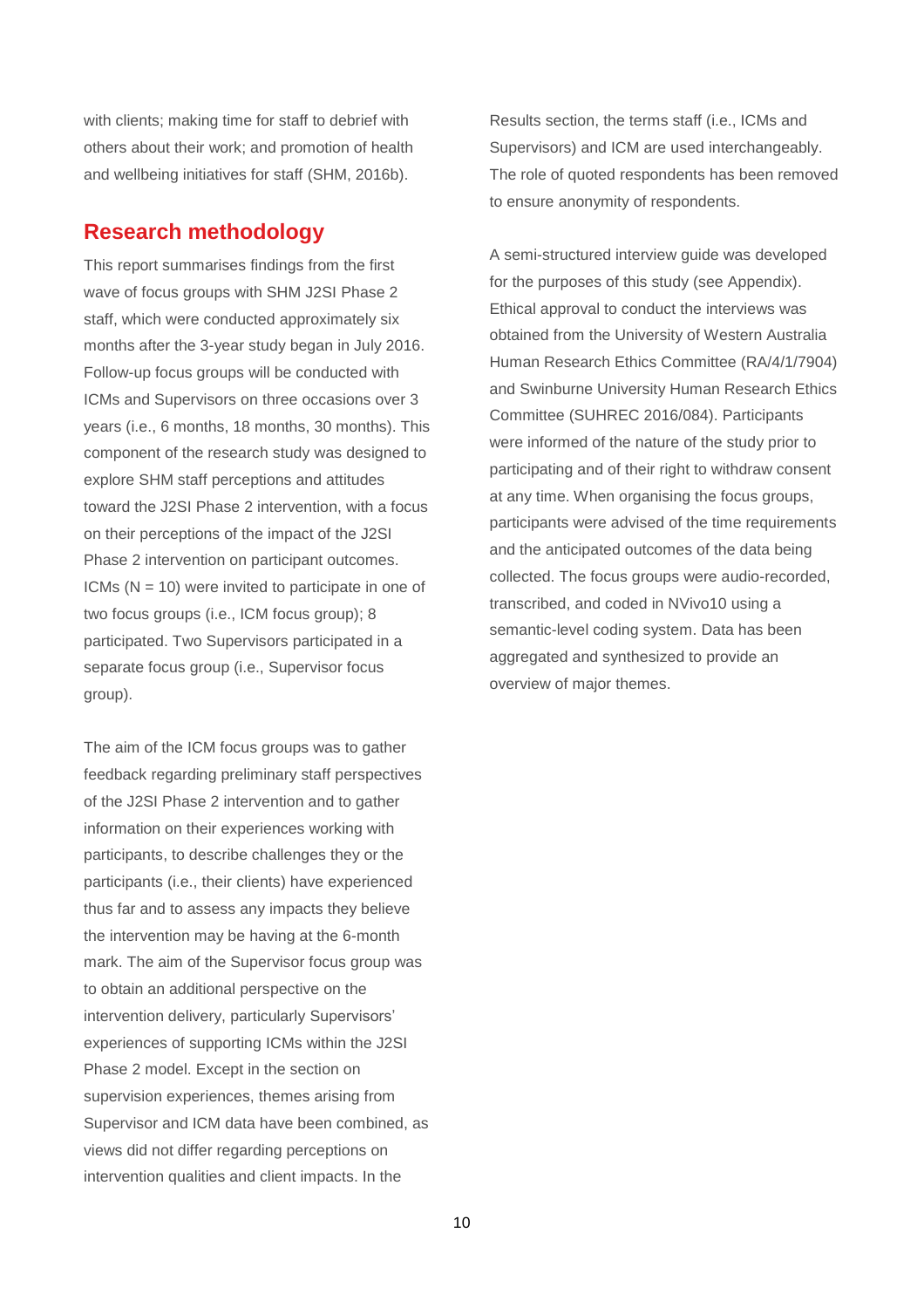with clients; making time for staff to debrief with others about their work; and promotion of health and wellbeing initiatives for staff (SHM, 2016b).

## Research methodology

This report summarises findings from the first wave of focus groups with SHM J2SI Phase 2 staff, which were conducted approximately six months after the 3-year study began in July 2016. Follow-up focus groups will be conducted with ICMs and Supervisors on three occasions over 3 years (i.e., 6 months, 18 months, 30 months). This component of the research study was designed to explore SHM staff perceptions and attitudes toward the J2SI Phase 2 intervention, with a focus on their perceptions of the impact of the J2SI Phase 2 intervention on participant outcomes. ICMs (N = 10) were invited to participate in one of two focus groups (i.e., ICM focus group); 8 participated. Two Supervisors participated in a separate focus group (i.e., Supervisor focus group).

The aim of the ICM focus groups was to gather feedback regarding preliminary staff perspectives of the J2SI Phase 2 intervention and to gather information on their experiences working with participants, to describe challenges they or the participants (i.e., their clients) have experienced thus far and to assess any impacts they believe the intervention may be having at the 6-month mark. The aim of the Supervisor focus group was to obtain an additional perspective on the intervention delivery, particularly Supervisors' experiences of supporting ICMs within the J2SI Phase 2 model. Except in the section on supervision experiences, themes arising from Supervisor and ICM data have been combined, as views did not differ regarding perceptions on intervention qualities and client impacts. In the Results section, the terms staff (i.e., ICMs and Supervisors) and ICM are used interchangeably. The role of quoted respondents has been removed to ensure anonymity of respondents.

A semi-structured interview guide was developed for the purposes of this study (see Appendix). Ethical approval to conduct the interviews was obtained from the University of Western Australia Human Research Ethics Committee (RA/4/1/7904) and Swinburne University Human Research Ethics Committee (SUHREC 2016/084). Participants were informed of the nature of the study prior to participating and of their right to withdraw consent at any time. When organising the focus groups, participants were advised of the time requirements and the anticipated outcomes of the data being collected. The focus groups were audio-recorded, transcribed, and coded in NVivo10 using a semantic-level coding system. Data has been aggregated and synthesized to provide an overview of major themes.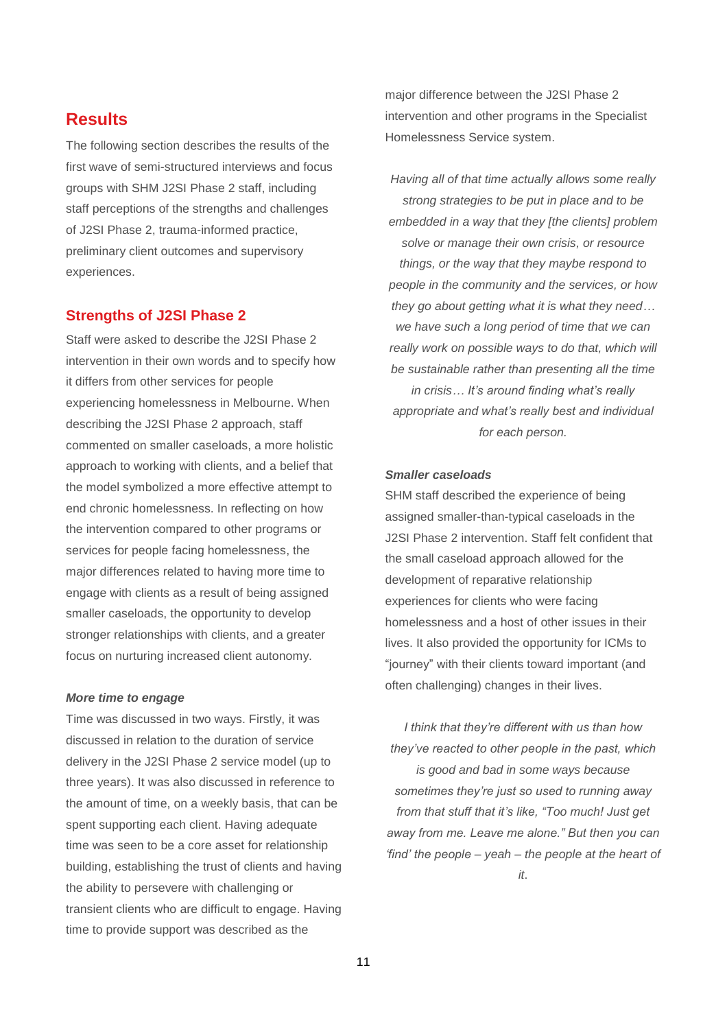## Results

The following section describes the results of the first wave of semi-structured interviews and focus groups with SHM J2SI Phase 2 staff, including staff perceptions of the strengths and challenges of J2SI Phase 2, trauma-informed practice, preliminary client outcomes and supervisory experiences.

### Strengths of J2SI Phase 2

Staff were asked to describe the J2SI Phase 2 intervention in their own words and to specify how it differs from other services for people experiencing homelessness in Melbourne. When describing the J2SI Phase 2 approach, staff commented on smaller caseloads, a more holistic approach to working with clients, and a belief that the model symbolized a more effective attempt to end chronic homelessness. In reflecting on how the intervention compared to other programs or services for people facing homelessness, the major differences related to having more time to engage with clients as a result of being assigned smaller caseloads, the opportunity to develop stronger relationships with clients, and a greater focus on nurturing increased client autonomy.

#### *More time to engage*

Time was discussed in two ways. Firstly, it was discussed in relation to the duration of service delivery in the J2SI Phase 2 service model (up to three years). It was also discussed in reference to the amount of time, on a weekly basis, that can be spent supporting each client. Having adequate time was seen to be a core asset for relationship building, establishing the trust of clients and having the ability to persevere with challenging or transient clients who are difficult to engage. Having time to provide support was described as the major difference between the J2SI Phase 2 intervention and other programs in the Specialist Homelessness Service system.

> *Having all of that time actually allows some really strong strategies to be put in place and to be embedded in a way that they [the clients] problem solve or manage their own crisis, or resource things, or the way that they maybe respond to people in the community and the services, or how they go about getting what it is what they need… we have such a long period of time that we can really work on possible ways to do that, which will be sustainable rather than presenting all the time in crisis… It's around finding what's really appropriate and what's really best and individual for each person.*

#### *Smaller caseloads*

SHM staff described the experience of being assigned smaller-than-typical caseloads in the J2SI Phase 2 intervention. Staff felt confident that the small caseload approach allowed for the development of reparative relationship experiences for clients who were facing homelessness and a host of other issues in their lives. It also provided the opportunity for ICMs to "journey" with their clients toward important (and often challenging) changes in their lives.

> *I think that they're different with us than how they've reacted to other people in the past, which is good and bad in some ways because sometimes they're just so used to running away from that stuff that it's like, "Too much! Just get away from me. Leave me alone." But then you can 'find' the people – yeah – the people at the heart of it.*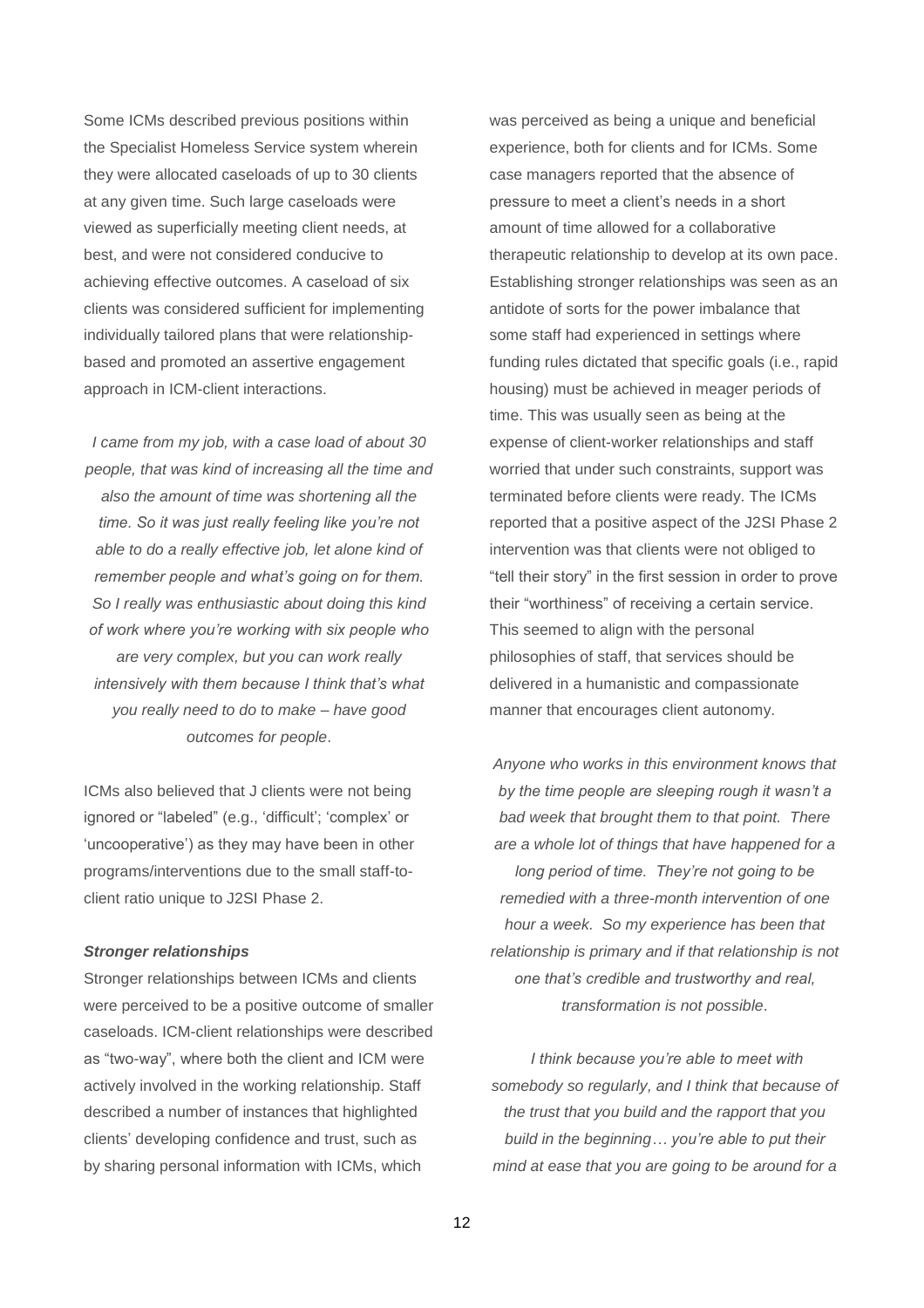Some ICMs described previous positions within the Specialist Homeless Service system wherein they were allocated caseloads of up to 30 clients at any given time. Such large caseloads were viewed as superficially meeting client needs, at best, and were not considered conducive to achieving effective outcomes. A caseload of six clients was considered sufficient for implementing individually tailored plans that were relationship-based and promoted an assertive engagement approach in ICM-client interactions.

*I came from my job, with a case load of about 30 people, that was kind of increasing all the time and also the amount of time was shortening all the time. So it was just really feeling like you're not able to do a really effective job, let alone kind of remember people and what's going on for them. So I really was enthusiastic about doing this kind of work where you're working with six people who are very complex, but you can work really intensively with them because I think that's what you really need to do to make – have good outcomes for people.*

ICMs also believed that J clients were not being ignored or "labeled" (e.g., 'difficult'; 'complex' or 'uncooperative') as they may have been in other programs/interventions due to the small staff-to-client ratio unique to J2SI Phase 2.

***Stronger relationships***

Stronger relationships between ICMs and clients were perceived to be a positive outcome of smaller caseloads. ICM-client relationships were described as "two-way", where both the client and ICM were actively involved in the working relationship. Staff described a number of instances that highlighted clients' developing confidence and trust, such as by sharing personal information with ICMs, which was perceived as being a unique and beneficial experience, both for clients and for ICMs. Some case managers reported that the absence of pressure to meet a client's needs in a short amount of time allowed for a collaborative therapeutic relationship to develop at its own pace. Establishing stronger relationships was seen as an antidote of sorts for the power imbalance that some staff had experienced in settings where funding rules dictated that specific goals (i.e., rapid housing) must be achieved in meager periods of time. This was usually seen as being at the expense of client-worker relationships and staff worried that under such constraints, support was terminated before clients were ready. The ICMs reported that a positive aspect of the J2SI Phase 2 intervention was that clients were not obliged to "tell their story" in the first session in order to prove their "worthiness" of receiving a certain service. This seemed to align with the personal philosophies of staff, that services should be delivered in a humanistic and compassionate manner that encourages client autonomy.

*Anyone who works in this environment knows that by the time people are sleeping rough it wasn't a bad week that brought them to that point. There are a whole lot of things that have happened for a long period of time. They're not going to be remedied with a three-month intervention of one hour a week. So my experience has been that relationship is primary and if that relationship is not one that's credible and trustworthy and real, transformation is not possible.*

*I think because you're able to meet with somebody so regularly, and I think that because of the trust that you build and the rapport that you build in the beginning… you're able to put their mind at ease that you are going to be around for a*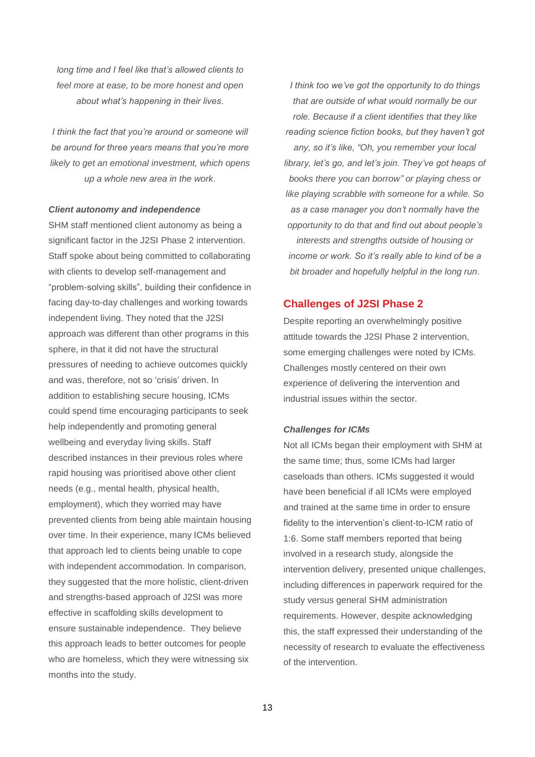*long time and I feel like that's allowed clients to feel more at ease, to be more honest and open about what's happening in their lives.*

*I think the fact that you're around or someone will be around for three years means that you're more likely to get an emotional investment, which opens up a whole new area in the work.*

***Client autonomy and independence***

SHM staff mentioned client autonomy as being a significant factor in the J2SI Phase 2 intervention. Staff spoke about being committed to collaborating with clients to develop self-management and "problem-solving skills", building their confidence in facing day-to-day challenges and working towards independent living. They noted that the J2SI approach was different than other programs in this sphere, in that it did not have the structural pressures of needing to achieve outcomes quickly and was, therefore, not so 'crisis' driven. In addition to establishing secure housing, ICMs could spend time encouraging participants to seek help independently and promoting general wellbeing and everyday living skills. Staff described instances in their previous roles where rapid housing was prioritised above other client needs (e.g., mental health, physical health, employment), which they worried may have prevented clients from being able maintain housing over time. In their experience, many ICMs believed that approach led to clients being unable to cope with independent accommodation. In comparison, they suggested that the more holistic, client-driven and strengths-based approach of J2SI was more effective in scaffolding skills development to ensure sustainable independence. They believe this approach leads to better outcomes for people who are homeless, which they were witnessing six months into the study.

*I think too we've got the opportunity to do things that are outside of what would normally be our role. Because if a client identifies that they like reading science fiction books, but they haven't got any, so it's like, "Oh, you remember your local library, let's go, and let's join. They've got heaps of books there you can borrow" or playing chess or like playing scrabble with someone for a while. So as a case manager you don't normally have the opportunity to do that and find out about people's interests and strengths outside of housing or income or work. So it's really able to kind of be a bit broader and hopefully helpful in the long run.*

## Challenges of J2SI Phase 2

Despite reporting an overwhelmingly positive attitude towards the J2SI Phase 2 intervention, some emerging challenges were noted by ICMs. Challenges mostly centered on their own experience of delivering the intervention and industrial issues within the sector.

***Challenges for ICMs***

Not all ICMs began their employment with SHM at the same time; thus, some ICMs had larger caseloads than others. ICMs suggested it would have been beneficial if all ICMs were employed and trained at the same time in order to ensure fidelity to the intervention's client-to-ICM ratio of 1:6. Some staff members reported that being involved in a research study, alongside the intervention delivery, presented unique challenges, including differences in paperwork required for the study versus general SHM administration requirements. However, despite acknowledging this, the staff expressed their understanding of the necessity of research to evaluate the effectiveness of the intervention.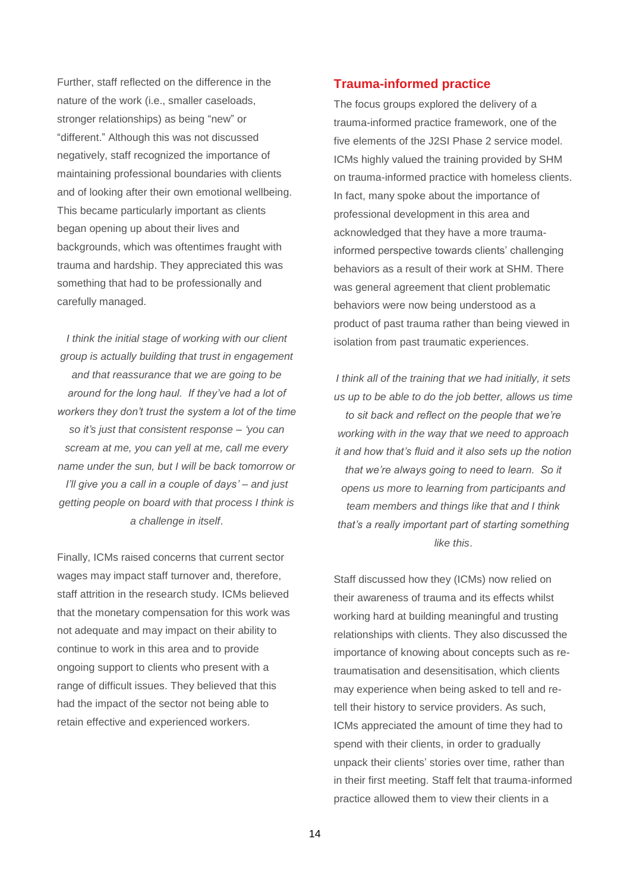Further, staff reflected on the difference in the nature of the work (i.e., smaller caseloads, stronger relationships) as being "new" or "different." Although this was not discussed negatively, staff recognized the importance of maintaining professional boundaries with clients and of looking after their own emotional wellbeing. This became particularly important as clients began opening up about their lives and backgrounds, which was oftentimes fraught with trauma and hardship. They appreciated this was something that had to be professionally and carefully managed.

*I think the initial stage of working with our client group is actually building that trust in engagement and that reassurance that we are going to be around for the long haul. If they've had a lot of workers they don't trust the system a lot of the time so it's just that consistent response – 'you can scream at me, you can yell at me, call me every name under the sun, but I will be back tomorrow or I'll give you a call in a couple of days' – and just getting people on board with that process I think is a challenge in itself*.

Finally, ICMs raised concerns that current sector wages may impact staff turnover and, therefore, staff attrition in the research study. ICMs believed that the monetary compensation for this work was not adequate and may impact on their ability to continue to work in this area and to provide ongoing support to clients who present with a range of difficult issues. They believed that this had the impact of the sector not being able to retain effective and experienced workers.

## Trauma-informed practice

The focus groups explored the delivery of a trauma-informed practice framework, one of the five elements of the J2SI Phase 2 service model. ICMs highly valued the training provided by SHM on trauma-informed practice with homeless clients. In fact, many spoke about the importance of professional development in this area and acknowledged that they have a more trauma-informed perspective towards clients' challenging behaviors as a result of their work at SHM. There was general agreement that client problematic behaviors were now being understood as a product of past trauma rather than being viewed in isolation from past traumatic experiences.

*I think all of the training that we had initially, it sets us up to be able to do the job better, allows us time to sit back and reflect on the people that we're working with in the way that we need to approach it and how that's fluid and it also sets up the notion that we're always going to need to learn. So it opens us more to learning from participants and team members and things like that and I think that's a really important part of starting something like this*.

Staff discussed how they (ICMs) now relied on their awareness of trauma and its effects whilst working hard at building meaningful and trusting relationships with clients. They also discussed the importance of knowing about concepts such as re-traumatisation and desensitisation, which clients may experience when being asked to tell and re-tell their history to service providers. As such, ICMs appreciated the amount of time they had to spend with their clients, in order to gradually unpack their clients' stories over time, rather than in their first meeting. Staff felt that trauma-informed practice allowed them to view their clients in a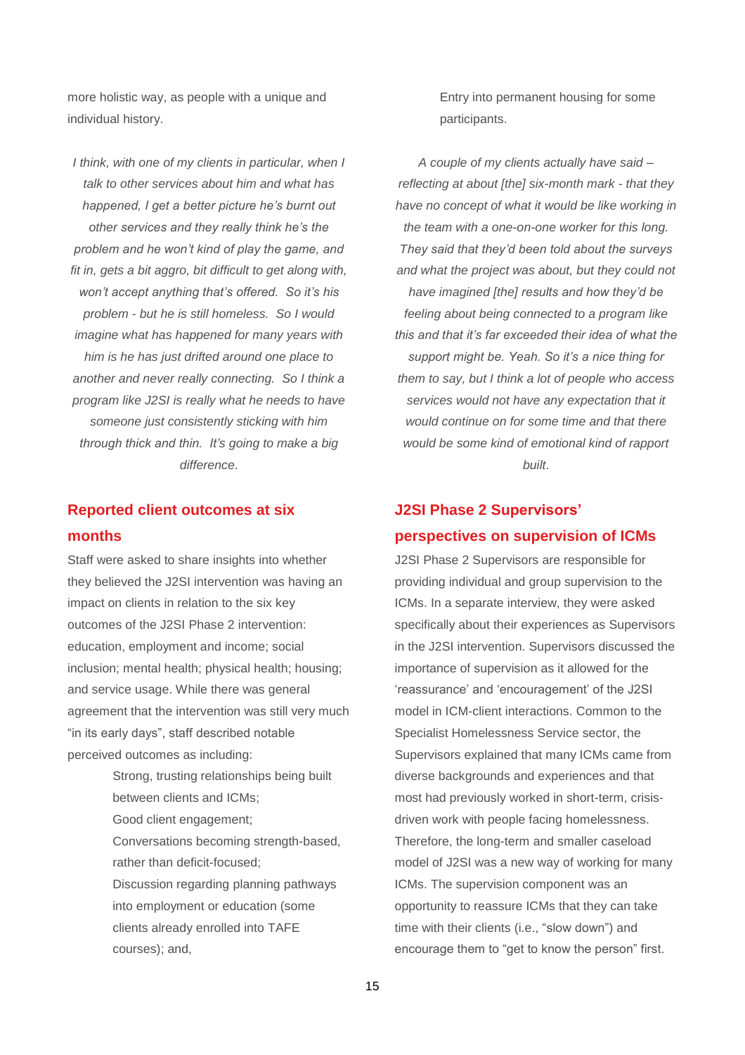more holistic way, as people with a unique and individual history.

*I think, with one of my clients in particular, when I talk to other services about him and what has happened, I get a better picture he's burnt out other services and they really think he's the problem and he won't kind of play the game, and fit in, gets a bit aggro, bit difficult to get along with, won't accept anything that's offered. So it's his problem - but he is still homeless. So I would imagine what has happened for many years with him is he has just drifted around one place to another and never really connecting. So I think a program like J2SI is really what he needs to have someone just consistently sticking with him through thick and thin. It's going to make a big difference*.

## Reported client outcomes at six months

Staff were asked to share insights into whether they believed the J2SI intervention was having an impact on clients in relation to the six key outcomes of the J2SI Phase 2 intervention: education, employment and income; social inclusion; mental health; physical health; housing; and service usage. While there was general agreement that the intervention was still very much "in its early days", staff described notable perceived outcomes as including:

- Strong, trusting relationships being built between clients and ICMs;
- Good client engagement;
- Conversations becoming strength-based, rather than deficit-focused;
- Discussion regarding planning pathways into employment or education (some clients already enrolled into TAFE courses); and,
- Entry into permanent housing for some participants.

*A couple of my clients actually have said – reflecting at about [the] six-month mark - that they have no concept of what it would be like working in the team with a one-on-one worker for this long. They said that they'd been told about the surveys and what the project was about, but they could not have imagined [the] results and how they'd be feeling about being connected to a program like this and that it's far exceeded their idea of what the support might be. Yeah. So it's a nice thing for them to say, but I think a lot of people who access services would not have any expectation that it would continue on for some time and that there would be some kind of emotional kind of rapport built*.

## J2SI Phase 2 Supervisors' perspectives on supervision of ICMs

J2SI Phase 2 Supervisors are responsible for providing individual and group supervision to the ICMs. In a separate interview, they were asked specifically about their experiences as Supervisors in the J2SI intervention. Supervisors discussed the importance of supervision as it allowed for the 'reassurance' and 'encouragement' of the J2SI model in ICM-client interactions. Common to the Specialist Homelessness Service sector, the Supervisors explained that many ICMs came from diverse backgrounds and experiences and that most had previously worked in short-term, crisis-driven work with people facing homelessness. Therefore, the long-term and smaller caseload model of J2SI was a new way of working for many ICMs. The supervision component was an opportunity to reassure ICMs that they can take time with their clients (i.e., "slow down") and encourage them to "get to know the person" first.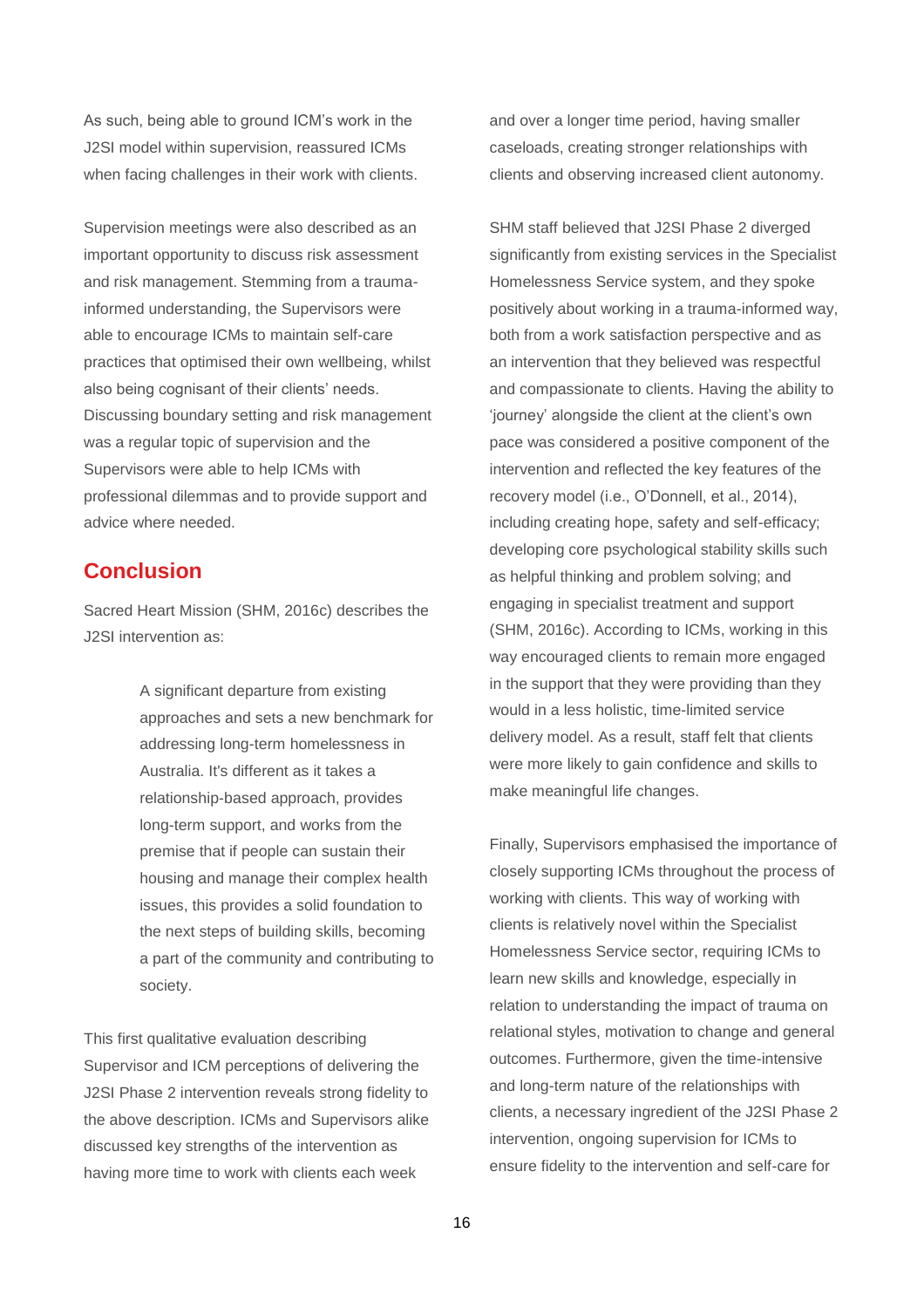As such, being able to ground ICM's work in the J2SI model within supervision, reassured ICMs when facing challenges in their work with clients.

Supervision meetings were also described as an important opportunity to discuss risk assessment and risk management. Stemming from a trauma-informed understanding, the Supervisors were able to encourage ICMs to maintain self-care practices that optimised their own wellbeing, whilst also being cognisant of their clients' needs. Discussing boundary setting and risk management was a regular topic of supervision and the Supervisors were able to help ICMs with professional dilemmas and to provide support and advice where needed.

## Conclusion

Sacred Heart Mission (SHM, 2016c) describes the J2SI intervention as:

> A significant departure from existing approaches and sets a new benchmark for addressing long-term homelessness in Australia. It's different as it takes a relationship-based approach, provides long-term support, and works from the premise that if people can sustain their housing and manage their complex health issues, this provides a solid foundation to the next steps of building skills, becoming a part of the community and contributing to society.

This first qualitative evaluation describing Supervisor and ICM perceptions of delivering the J2SI Phase 2 intervention reveals strong fidelity to the above description. ICMs and Supervisors alike discussed key strengths of the intervention as having more time to work with clients each week and over a longer time period, having smaller caseloads, creating stronger relationships with clients and observing increased client autonomy.

SHM staff believed that J2SI Phase 2 diverged significantly from existing services in the Specialist Homelessness Service system, and they spoke positively about working in a trauma-informed way, both from a work satisfaction perspective and as an intervention that they believed was respectful and compassionate to clients. Having the ability to 'journey' alongside the client at the client's own pace was considered a positive component of the intervention and reflected the key features of the recovery model (i.e., O'Donnell, et al., 2014), including creating hope, safety and self-efficacy; developing core psychological stability skills such as helpful thinking and problem solving; and engaging in specialist treatment and support (SHM, 2016c). According to ICMs, working in this way encouraged clients to remain more engaged in the support that they were providing than they would in a less holistic, time-limited service delivery model. As a result, staff felt that clients were more likely to gain confidence and skills to make meaningful life changes.

Finally, Supervisors emphasised the importance of closely supporting ICMs throughout the process of working with clients. This way of working with clients is relatively novel within the Specialist Homelessness Service sector, requiring ICMs to learn new skills and knowledge, especially in relation to understanding the impact of trauma on relational styles, motivation to change and general outcomes. Furthermore, given the time-intensive and long-term nature of the relationships with clients, a necessary ingredient of the J2SI Phase 2 intervention, ongoing supervision for ICMs to ensure fidelity to the intervention and self-care for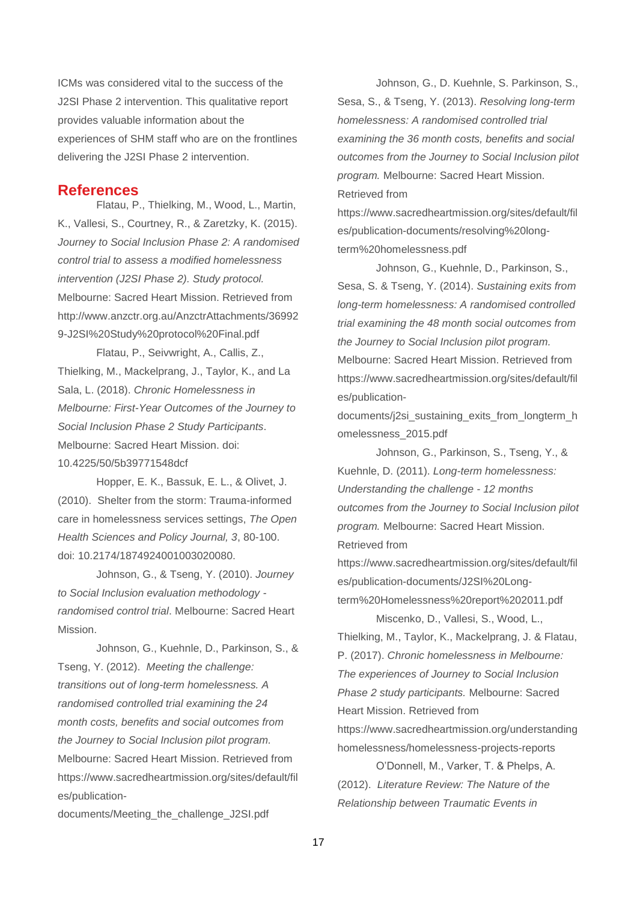ICMs was considered vital to the success of the J2SI Phase 2 intervention. This qualitative report provides valuable information about the experiences of SHM staff who are on the frontlines delivering the J2SI Phase 2 intervention.

## References

Flatau, P., Thielking, M., Wood, L., Martin, K., Vallesi, S., Courtney, R., & Zaretzky, K. (2015). *Journey to Social Inclusion Phase 2: A randomised control trial to assess a modified homelessness intervention (J2SI Phase 2). Study protocol.* Melbourne: Sacred Heart Mission. Retrieved from http://www.anzctr.org.au/AnzctrAttachments/369929-J2SI%20Study%20protocol%20Final.pdf

Flatau, P., Seivwright, A., Callis, Z., Thielking, M., Mackelprang, J., Taylor, K., and La Sala, L. (2018). *Chronic Homelessness in Melbourne: First-Year Outcomes of the Journey to Social Inclusion Phase 2 Study Participants*. Melbourne: Sacred Heart Mission. doi: 10.4225/50/5b39771548dcf

Hopper, E. K., Bassuk, E. L., & Olivet, J. (2010). Shelter from the storm: Trauma-informed care in homelessness services settings, *The Open Health Sciences and Policy Journal, 3*, 80-100. doi: 10.2174/1874924001003020080.

Johnson, G., & Tseng, Y. (2010). *Journey to Social Inclusion evaluation methodology - randomised control trial*. Melbourne: Sacred Heart Mission.

Johnson, G., Kuehnle, D., Parkinson, S., & Tseng, Y. (2012). *Meeting the challenge: transitions out of long-term homelessness. A randomised controlled trial examining the 24 month costs, benefits and social outcomes from the Journey to Social Inclusion pilot program.* Melbourne: Sacred Heart Mission. Retrieved from https://www.sacredheartmission.org/sites/default/files/publication-documents/Meeting_the_challenge_J2SI.pdf

Johnson, G., D. Kuehnle, S. Parkinson, S., Sesa, S., & Tseng, Y. (2013). *Resolving long-term homelessness: A randomised controlled trial examining the 36 month costs, benefits and social outcomes from the Journey to Social Inclusion pilot program.* Melbourne: Sacred Heart Mission. Retrieved from https://www.sacredheartmission.org/sites/default/files/publication-documents/resolving%20long-term%20homelessness.pdf

Johnson, G., Kuehnle, D., Parkinson, S., Sesa, S. & Tseng, Y. (2014). *Sustaining exits from long-term homelessness: A randomised controlled trial examining the 48 month social outcomes from the Journey to Social Inclusion pilot program.* Melbourne: Sacred Heart Mission. Retrieved from https://www.sacredheartmission.org/sites/default/files/publication-documents/j2si_sustaining_exits_from_longterm_homelessness_2015.pdf

Johnson, G., Parkinson, S., Tseng, Y., & Kuehnle, D. (2011). *Long-term homelessness: Understanding the challenge - 12 months outcomes from the Journey to Social Inclusion pilot program.* Melbourne: Sacred Heart Mission. Retrieved from https://www.sacredheartmission.org/sites/default/files/publication-documents/J2SI%20Long-term%20Homelessness%20report%202011.pdf

Miscenko, D., Vallesi, S., Wood, L., Thielking, M., Taylor, K., Mackelprang, J. & Flatau, P. (2017). *Chronic homelessness in Melbourne: The experiences of Journey to Social Inclusion Phase 2 study participants.* Melbourne: Sacred Heart Mission. Retrieved from https://www.sacredheartmission.org/understandinghomelessness/homelessness-projects-reports

O'Donnell, M., Varker, T. & Phelps, A. (2012). *Literature Review: The Nature of the Relationship between Traumatic Events in*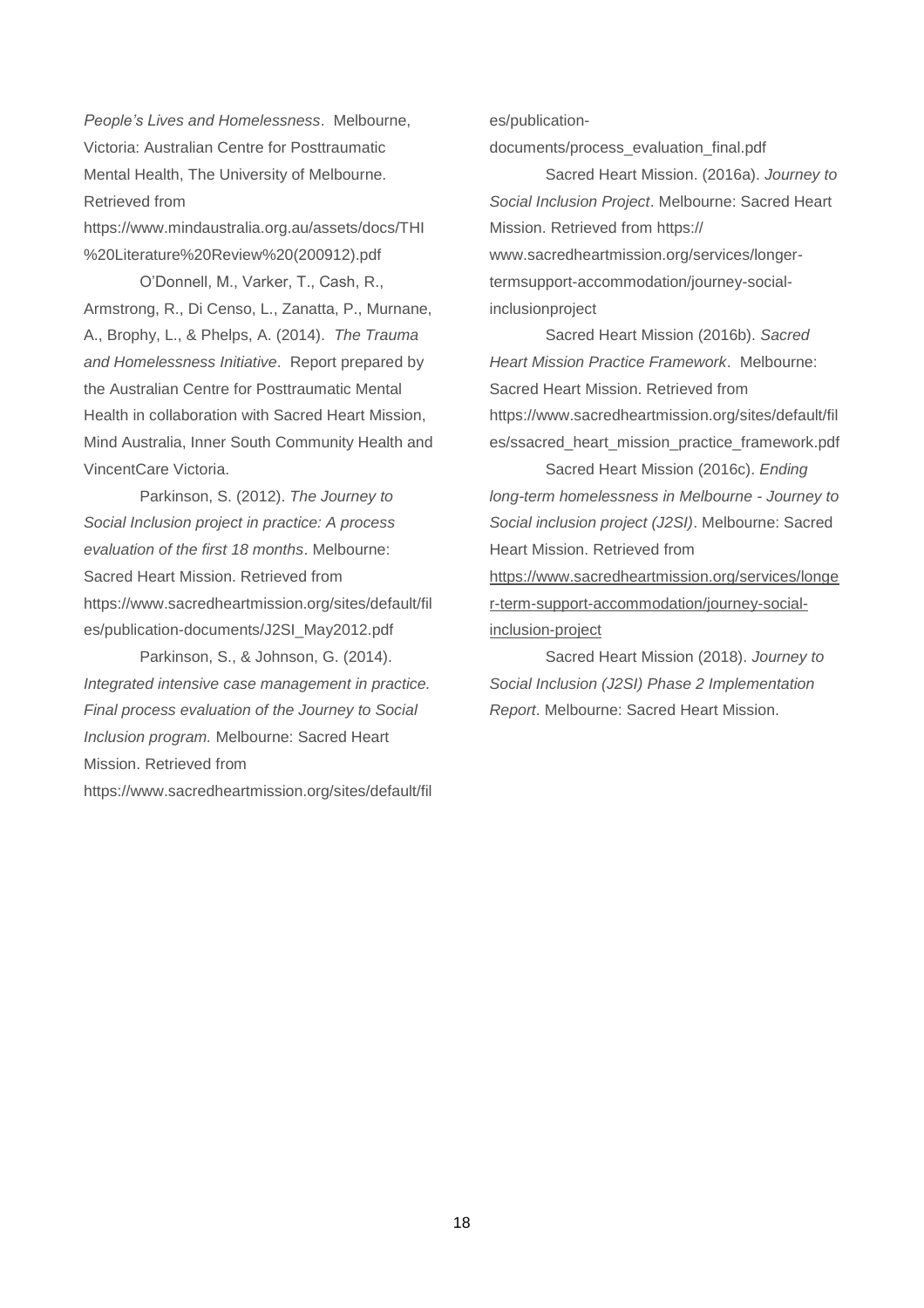*People's Lives and Homelessness*. Melbourne, Victoria: Australian Centre for Posttraumatic Mental Health, The University of Melbourne. Retrieved from https://www.mindaustralia.org.au/assets/docs/THI%20Literature%20Review%20(200912).pdf

O'Donnell, M., Varker, T., Cash, R., Armstrong, R., Di Censo, L., Zanatta, P., Murnane, A., Brophy, L., & Phelps, A. (2014). *The Trauma and Homelessness Initiative*. Report prepared by the Australian Centre for Posttraumatic Mental Health in collaboration with Sacred Heart Mission, Mind Australia, Inner South Community Health and VincentCare Victoria.

Parkinson, S. (2012). *The Journey to Social Inclusion project in practice: A process evaluation of the first 18 months*. Melbourne: Sacred Heart Mission. Retrieved from https://www.sacredheartmission.org/sites/default/files/publication-documents/J2SI_May2012.pdf

Parkinson, S., & Johnson, G. (2014). *Integrated intensive case management in practice. Final process evaluation of the Journey to Social Inclusion program.* Melbourne: Sacred Heart Mission. Retrieved from https://www.sacredheartmission.org/sites/default/files/publication-documents/process_evaluation_final.pdf

Sacred Heart Mission. (2016a). *Journey to Social Inclusion Project*. Melbourne: Sacred Heart Mission. Retrieved from https:// www.sacredheartmission.org/services/longer-termsupport-accommodation/journey-social-inclusionproject

Sacred Heart Mission (2016b). *Sacred Heart Mission Practice Framework*. Melbourne: Sacred Heart Mission. Retrieved from https://www.sacredheartmission.org/sites/default/files/ssacred_heart_mission_practice_framework.pdf

Sacred Heart Mission (2016c). *Ending long-term homelessness in Melbourne - Journey to Social inclusion project (J2SI)*. Melbourne: Sacred Heart Mission. Retrieved from https://www.sacredheartmission.org/services/longer-term-support-accommodation/journey-social-inclusion-project

Sacred Heart Mission (2018). *Journey to Social Inclusion (J2SI) Phase 2 Implementation Report*. Melbourne: Sacred Heart Mission.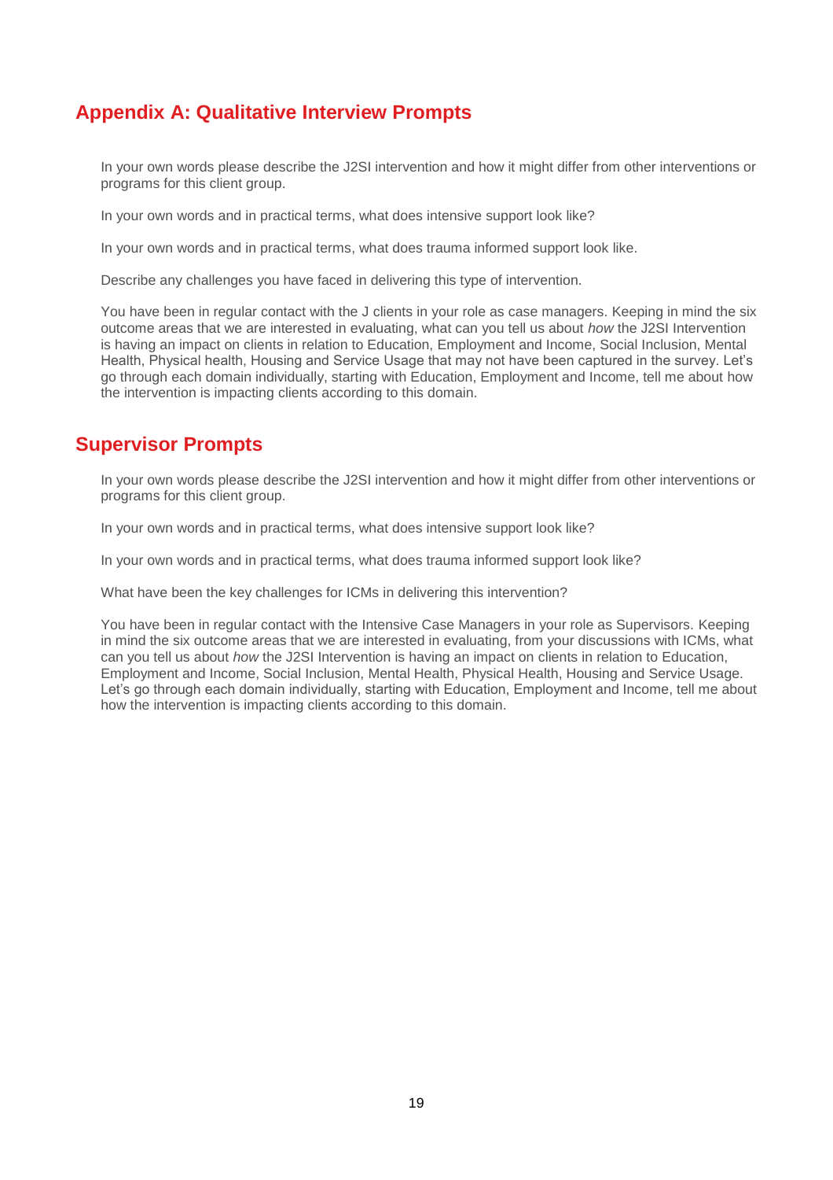## Appendix A: Qualitative Interview Prompts

In your own words please describe the J2SI intervention and how it might differ from other interventions or programs for this client group.

In your own words and in practical terms, what does intensive support look like?

In your own words and in practical terms, what does trauma informed support look like.

Describe any challenges you have faced in delivering this type of intervention.

You have been in regular contact with the J clients in your role as case managers. Keeping in mind the six outcome areas that we are interested in evaluating, what can you tell us about *how* the J2SI Intervention is having an impact on clients in relation to Education, Employment and Income, Social Inclusion, Mental Health, Physical health, Housing and Service Usage that may not have been captured in the survey. Let's go through each domain individually, starting with Education, Employment and Income, tell me about how the intervention is impacting clients according to this domain.

## Supervisor Prompts

In your own words please describe the J2SI intervention and how it might differ from other interventions or programs for this client group.

In your own words and in practical terms, what does intensive support look like?

In your own words and in practical terms, what does trauma informed support look like?

What have been the key challenges for ICMs in delivering this intervention?

You have been in regular contact with the Intensive Case Managers in your role as Supervisors. Keeping in mind the six outcome areas that we are interested in evaluating, from your discussions with ICMs, what can you tell us about *how* the J2SI Intervention is having an impact on clients in relation to Education, Employment and Income, Social Inclusion, Mental Health, Physical Health, Housing and Service Usage. Let's go through each domain individually, starting with Education, Employment and Income, tell me about how the intervention is impacting clients according to this domain.